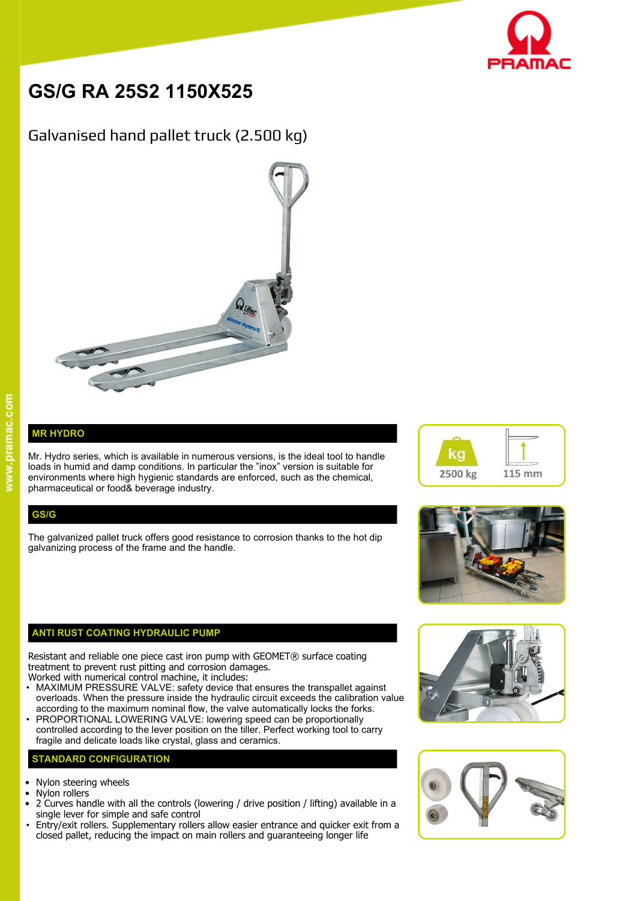# GS/G RA 25S2 1150X525

## Galvanised hand pallet truck (2.500 kg)

2500 kg

115 mm

### MR HYDRO

Mr. Hydro series, which is available in numerous versions, is the ideal tool to handle loads in humid and damp conditions. In particular the "inox" version is suitable for environments where high hygienic standards are enforced, such as the chemical, pharmaceutical or food& beverage industry.

### GS/G

The galvanized pallet truck offers good resistance to corrosion thanks to the hot dip galvanizing process of the frame and the handle.

### ANTI RUST COATING HYDRAULIC PUMP

Resistant and reliable one piece cast iron pump with GEOMET® surface coating treatment to prevent rust pitting and corrosion damages.
Worked with numerical control machine, it includes:

- MAXIMUM PRESSURE VALVE: safety device that ensures the transpallet against overloads. When the pressure inside the hydraulic circuit exceeds the calibration value according to the maximum nominal flow, the valve automatically locks the forks.
- PROPORTIONAL LOWERING VALVE: lowering speed can be proportionally controlled according to the lever position on the tiller. Perfect working tool to carry fragile and delicate loads like crystal, glass and ceramics.

### STANDARD CONFIGURATION

- Nylon steering wheels
- Nylon rollers
- 2 Curves handle with all the controls (lowering / drive position / lifting) available in a single lever for simple and safe control
- Entry/exit rollers. Supplementary rollers allow easier entrance and quicker exit from a closed pallet, reducing the impact on main rollers and guaranteeing longer life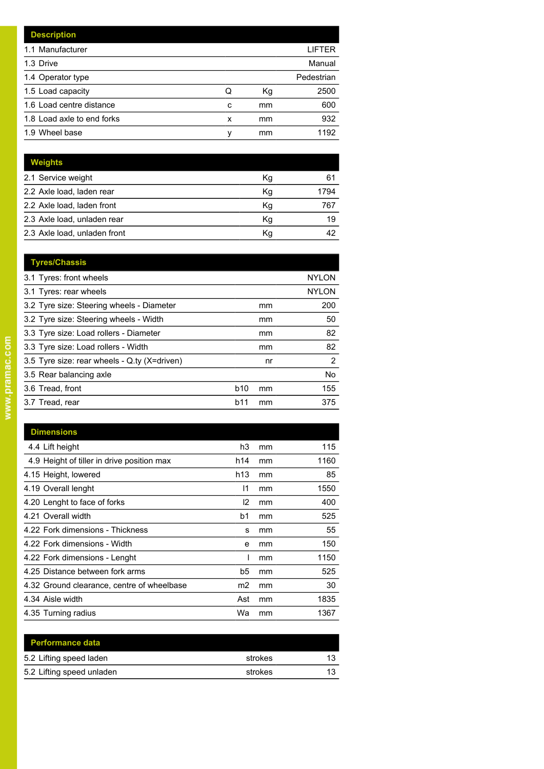| Description | | | |
|---|---|---|---|
| 1.1 Manufacturer | | | LIFTER |
| 1.3 Drive | | | Manual |
| 1.4 Operator type | | | Pedestrian |
| 1.5 Load capacity | Q | Kg | 2500 |
| 1.6 Load centre distance | c | mm | 600 |
| 1.8 Load axle to end forks | x | mm | 932 |
| 1.9 Wheel base | y | mm | 1192 |

| Weights | | | |
|---|---|---|---|
| 2.1 Service weight | | Kg | 61 |
| 2.2 Axle load, laden rear | | Kg | 1794 |
| 2.2 Axle load, laden front | | Kg | 767 |
| 2.3 Axle load, unladen rear | | Kg | 19 |
| 2.3 Axle load, unladen front | | Kg | 42 |

| Tyres/Chassis | | | |
|---|---|---|---|
| 3.1 Tyres: front wheels | | | NYLON |
| 3.1 Tyres: rear wheels | | | NYLON |
| 3.2 Tyre size: Steering wheels - Diameter | | mm | 200 |
| 3.2 Tyre size: Steering wheels - Width | | mm | 50 |
| 3.3 Tyre size: Load rollers - Diameter | | mm | 82 |
| 3.3 Tyre size: Load rollers - Width | | mm | 82 |
| 3.5 Tyre size: rear wheels - Q.ty (X=driven) | | nr | 2 |
| 3.5 Rear balancing axle | | | No |
| 3.6 Tread, front | b10 | mm | 155 |
| 3.7 Tread, rear | b11 | mm | 375 |

| Dimensions | | | |
|---|---|---|---|
| 4.4 Lift height | h3 | mm | 115 |
| 4.9 Height of tiller in drive position max | h14 | mm | 1160 |
| 4.15 Height, lowered | h13 | mm | 85 |
| 4.19 Overall lenght | l1 | mm | 1550 |
| 4.20 Lenght to face of forks | l2 | mm | 400 |
| 4.21 Overall width | b1 | mm | 525 |
| 4.22 Fork dimensions - Thickness | s | mm | 55 |
| 4.22 Fork dimensions - Width | e | mm | 150 |
| 4.22 Fork dimensions - Lenght | l | mm | 1150 |
| 4.25 Distance between fork arms | b5 | mm | 525 |
| 4.32 Ground clearance, centre of wheelbase | m2 | mm | 30 |
| 4.34 Aisle width | Ast | mm | 1835 |
| 4.35 Turning radius | Wa | mm | 1367 |

| Performance data | | | |
|---|---|---|---|
| 5.2 Lifting speed laden | | strokes | 13 |
| 5.2 Lifting speed unladen | | strokes | 13 |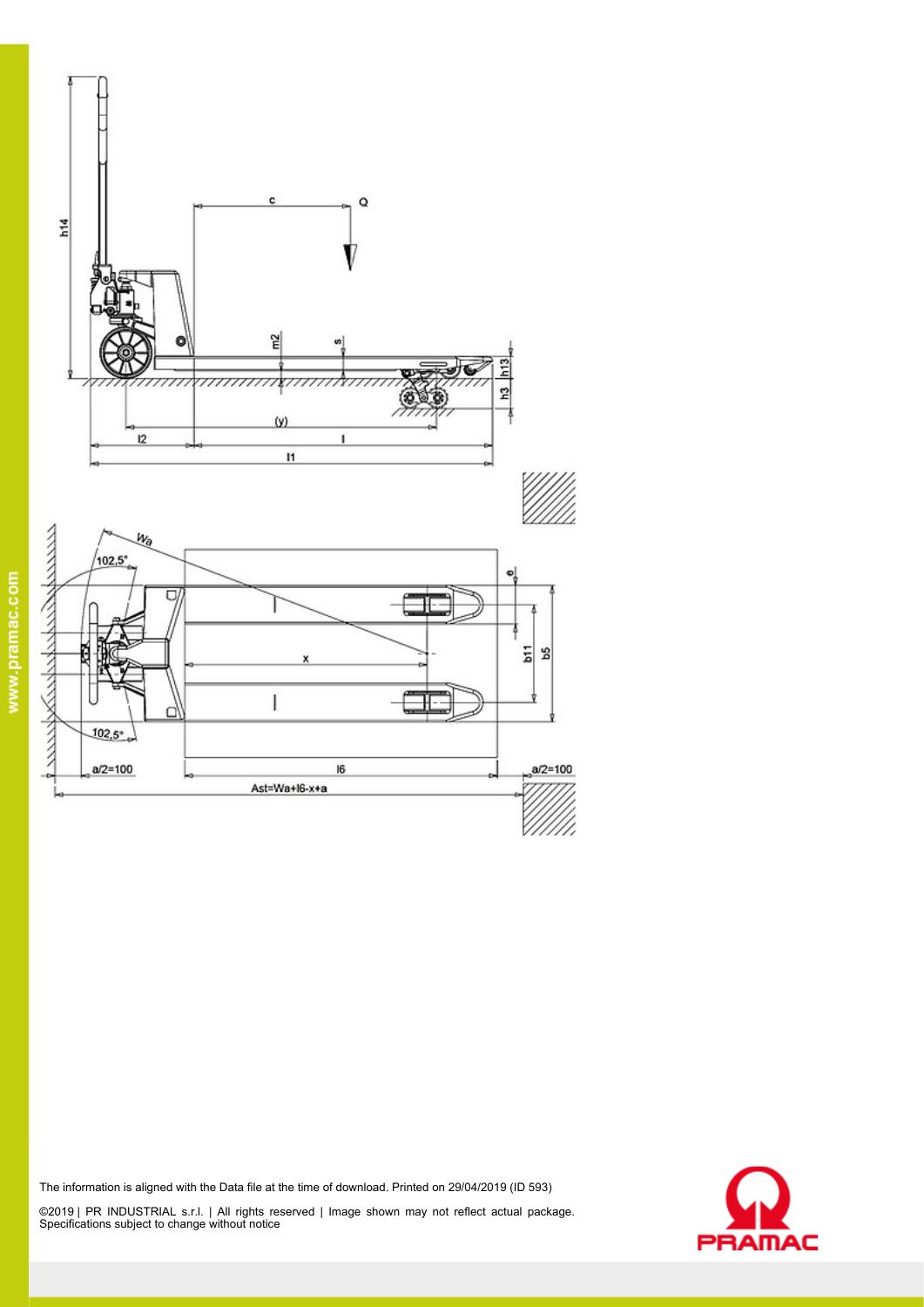h14

c

Q

m2

s

h13

h3

(y)

l2

l

l1

Wa

102,5°

e

x

b11

b5

102,5°

a/2=100

l6

a/2=100

Ast=Wa+l6-x+a

The information is aligned with the Data file at the time of download. Printed on 29/04/2019 (ID 593)

©2019 | PR INDUSTRIAL s.r.l. | All rights reserved | Image shown may not reflect actual package.
Specifications subject to change without notice